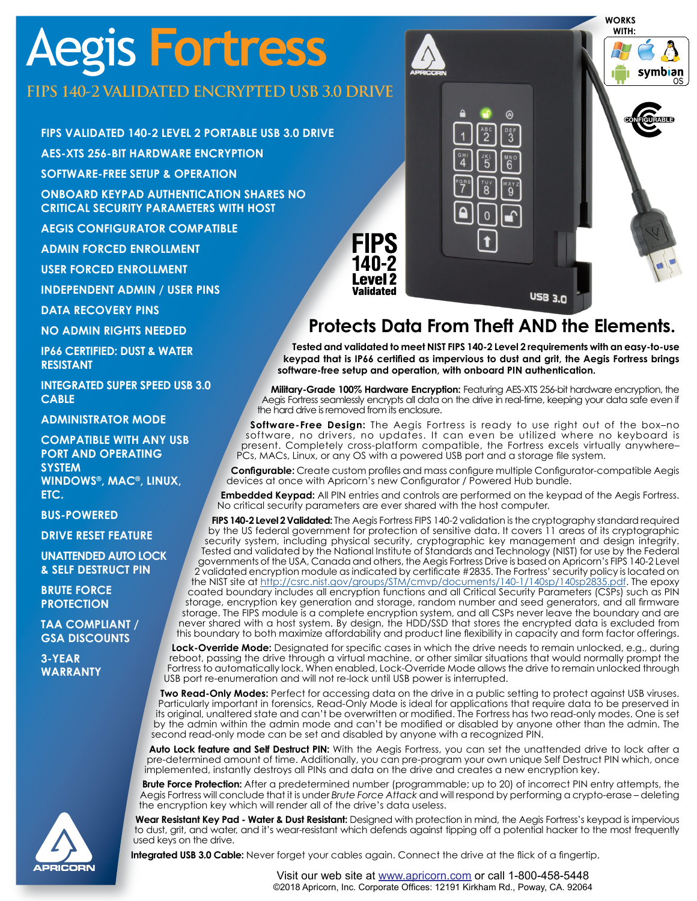# Aegis Fortress

## FIPS 140-2 VALIDATED ENCRYPTED USB 3.0 DRIVE

- FIPS VALIDATED 140-2 LEVEL 2 PORTABLE USB 3.0 DRIVE
- AES-XTS 256-BIT HARDWARE ENCRYPTION
- SOFTWARE-FREE SETUP & OPERATION
- ONBOARD KEYPAD AUTHENTICATION SHARES NO CRITICAL SECURITY PARAMETERS WITH HOST
- AEGIS CONFIGURATOR COMPATIBLE
- ADMIN FORCED ENROLLMENT
- USER FORCED ENROLLMENT
- INDEPENDENT ADMIN / USER PINS
- DATA RECOVERY PINS
- NO ADMIN RIGHTS NEEDED
- IP66 CERTIFIED: DUST & WATER RESISTANT
- INTEGRATED SUPER SPEED USB 3.0 CABLE
- ADMINISTRATOR MODE
- COMPATIBLE WITH ANY USB PORT AND OPERATING SYSTEM WINDOWS®, MAC®, LINUX, ETC.
- BUS-POWERED
- DRIVE RESET FEATURE
- UNATTENDED AUTO LOCK & SELF DESTRUCT PIN
- BRUTE FORCE PROTECTION
- TAA COMPLIANT / GSA DISCOUNTS
- 3-YEAR WARRANTY

WORKS WITH: symbian OS

CONFIGURABLE

FIPS 140-2 Level 2 Validated

## Protects Data From Theft AND the Elements.

**Tested and validated to meet NIST FIPS 140-2 Level 2 requirements with an easy-to-use keypad that is IP66 certified as impervious to dust and grit, the Aegis Fortress brings software-free setup and operation, with onboard PIN authentication.**

**Military-Grade 100% Hardware Encryption:** Featuring AES-XTS 256-bit hardware encryption, the Aegis Fortress seamlessly encrypts all data on the drive in real-time, keeping your data safe even if the hard drive is removed from its enclosure.

**Software-Free Design:** The Aegis Fortress is ready to use right out of the box–no software, no drivers, no updates. It can even be utilized where no keyboard is present. Completely cross-platform compatible, the Fortress excels virtually anywhere–PCs, MACs, Linux, or any OS with a powered USB port and a storage file system.

**Configurable:** Create custom profiles and mass configure multiple Configurator-compatible Aegis devices at once with Apricorn's new Configurator / Powered Hub bundle.

**Embedded Keypad:** All PIN entries and controls are performed on the keypad of the Aegis Fortress. No critical security parameters are ever shared with the host computer.

**FIPS 140-2 Level 2 Validated:** The Aegis Fortress FIPS 140-2 validation is the cryptography standard required by the US federal government for protection of sensitive data. It covers 11 areas of its cryptographic security system, including physical security, cryptographic key management and design integrity. Tested and validated by the National Institute of Standards and Technology (NIST) for use by the Federal governments of the USA, Canada and others, the Aegis Fortress Drive is based on Apricorn's FIPS 140-2 Level 2 validated encryption module as indicated by certificate #2835. The Fortress' security policy is located on the NIST site at http://csrc.nist.gov/groups/STM/cmvp/documents/140-1/140sp/140sp2835.pdf. The epoxy coated boundary includes all encryption functions and all Critical Security Parameters (CSPs) such as PIN storage, encryption key generation and storage, random number and seed generators, and all firmware storage. The FIPS module is a complete encryption system, and all CSPs never leave the boundary and are never shared with a host system. By design, the HDD/SSD that stores the encrypted data is excluded from this boundary to both maximize affordability and product line flexibility in capacity and form factor offerings.

**Lock-Override Mode:** Designated for specific cases in which the drive needs to remain unlocked, e.g., during reboot, passing the drive through a virtual machine, or other similar situations that would normally prompt the Fortress to automatically lock. When enabled, Lock-Override Mode allows the drive to remain unlocked through USB port re-enumeration and will not re-lock until USB power is interrupted.

**Two Read-Only Modes:** Perfect for accessing data on the drive in a public setting to protect against USB viruses. Particularly important in forensics, Read-Only Mode is ideal for applications that require data to be preserved in its original, unaltered state and can't be overwritten or modified. The Fortress has two read-only modes. One is set by the admin within the admin mode and can't be modified or disabled by anyone other than the admin. The second read-only mode can be set and disabled by anyone with a recognized PIN.

**Auto Lock feature and Self Destruct PIN:** With the Aegis Fortress, you can set the unattended drive to lock after a pre-determined amount of time. Additionally, you can pre-program your own unique Self Destruct PIN which, once implemented, instantly destroys all PINs and data on the drive and creates a new encryption key.

**Brute Force Protection:** After a predetermined number (programmable; up to 20) of incorrect PIN entry attempts, the Aegis Fortress will conclude that it is under *Brute Force Attack* and will respond by performing a crypto-erase – deleting the encryption key which will render all of the drive's data useless.

**Wear Resistant Key Pad - Water & Dust Resistant:** Designed with protection in mind, the Aegis Fortress's keypad is impervious to dust, grit, and water, and it's wear-resistant which defends against tipping off a potential hacker to the most frequently used keys on the drive.

**Integrated USB 3.0 Cable:** Never forget your cables again. Connect the drive at the flick of a fingertip.

APRICORN

Visit our web site at www.apricorn.com or call 1-800-458-5448
©2018 Apricorn, Inc. Corporate Offices: 12191 Kirkham Rd., Poway, CA. 92064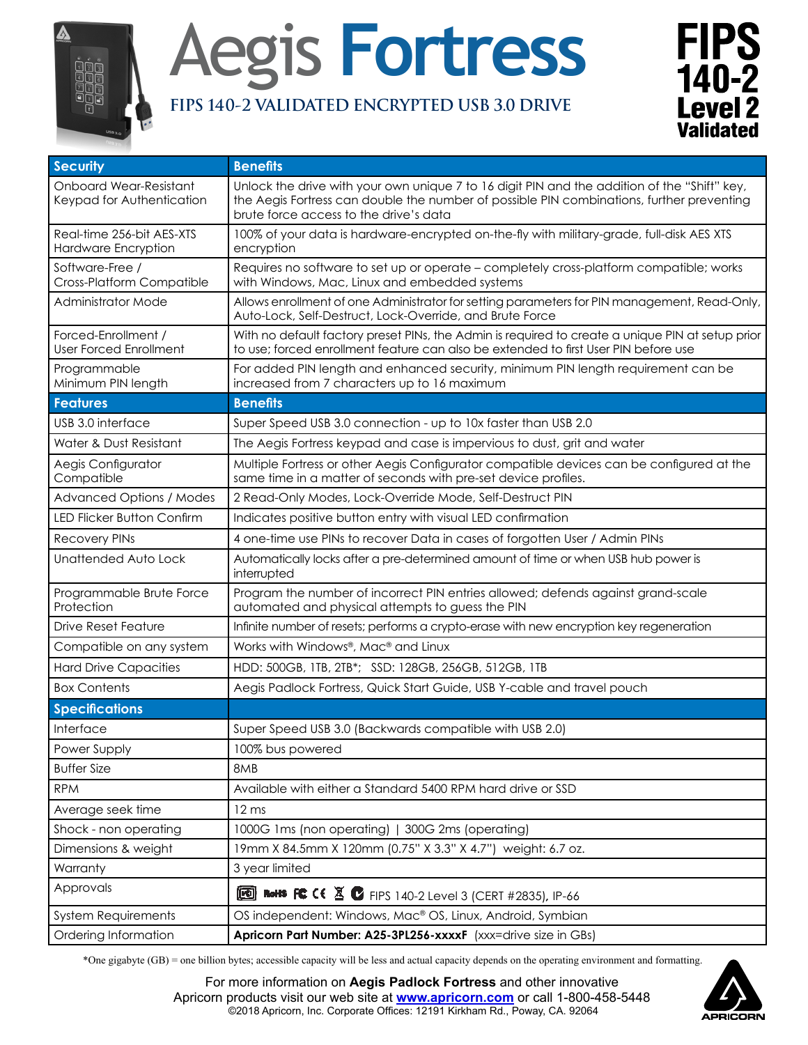# Aegis Fortress

## FIPS 140-2 VALIDATED ENCRYPTED USB 3.0 DRIVE

**FIPS 140-2 Level 2 Validated**

| Security | Benefits |
|---|---|
| Onboard Wear-Resistant Keypad for Authentication | Unlock the drive with your own unique 7 to 16 digit PIN and the addition of the "Shift" key, the Aegis Fortress can double the number of possible PIN combinations, further preventing brute force access to the drive's data |
| Real-time 256-bit AES-XTS Hardware Encryption | 100% of your data is hardware-encrypted on-the-fly with military-grade, full-disk AES XTS encryption |
| Software-Free / Cross-Platform Compatible | Requires no software to set up or operate – completely cross-platform compatible; works with Windows, Mac, Linux and embedded systems |
| Administrator Mode | Allows enrollment of one Administrator for setting parameters for PIN management, Read-Only, Auto-Lock, Self-Destruct, Lock-Override, and Brute Force |
| Forced-Enrollment / User Forced Enrollment | With no default factory preset PINs, the Admin is required to create a unique PIN at setup prior to use; forced enrollment feature can also be extended to first User PIN before use |
| Programmable Minimum PIN length | For added PIN length and enhanced security, minimum PIN length requirement can be increased from 7 characters up to 16 maximum |
| **Features** | **Benefits** |
| USB 3.0 interface | Super Speed USB 3.0 connection - up to 10x faster than USB 2.0 |
| Water & Dust Resistant | The Aegis Fortress keypad and case is impervious to dust, grit and water |
| Aegis Configurator Compatible | Multiple Fortress or other Aegis Configurator compatible devices can be configured at the same time in a matter of seconds with pre-set device profiles. |
| Advanced Options / Modes | 2 Read-Only Modes, Lock-Override Mode, Self-Destruct PIN |
| LED Flicker Button Confirm | Indicates positive button entry with visual LED confirmation |
| Recovery PINs | 4 one-time use PINs to recover Data in cases of forgotten User / Admin PINs |
| Unattended Auto Lock | Automatically locks after a pre-determined amount of time or when USB hub power is interrupted |
| Programmable Brute Force Protection | Program the number of incorrect PIN entries allowed; defends against grand-scale automated and physical attempts to guess the PIN |
| Drive Reset Feature | Infinite number of resets; performs a crypto-erase with new encryption key regeneration |
| Compatible on any system | Works with Windows®, Mac® and Linux |
| Hard Drive Capacities | HDD: 500GB, 1TB, 2TB*; SSD: 128GB, 256GB, 512GB, 1TB |
| Box Contents | Aegis Padlock Fortress, Quick Start Guide, USB Y-cable and travel pouch |
| **Specifications** | |
| Interface | Super Speed USB 3.0 (Backwards compatible with USB 2.0) |
| Power Supply | 100% bus powered |
| Buffer Size | 8MB |
| RPM | Available with either a Standard 5400 RPM hard drive or SSD |
| Average seek time | 12 ms |
| Shock - non operating | 1000G 1ms (non operating) \| 300G 2ms (operating) |
| Dimensions & weight | 19mm X 84.5mm X 120mm (0.75" X 3.3" X 4.7") weight: 6.7 oz. |
| Warranty | 3 year limited |
| Approvals | RoHS FC CE FIPS 140-2 Level 3 (CERT #2835), IP-66 |
| System Requirements | OS independent: Windows, Mac® OS, Linux, Android, Symbian |
| Ordering Information | **Apricorn Part Number: A25-3PL256-xxxxF** (xxx=drive size in GBs) |

*One gigabyte (GB) = one billion bytes; accessible capacity will be less and actual capacity depends on the operating environment and formatting.

For more information on **Aegis Padlock Fortress** and other innovative Apricorn products visit our web site at **www.apricorn.com** or call 1-800-458-5448

©2018 Apricorn, Inc. Corporate Offices: 12191 Kirkham Rd., Poway, CA. 92064

APRICORN